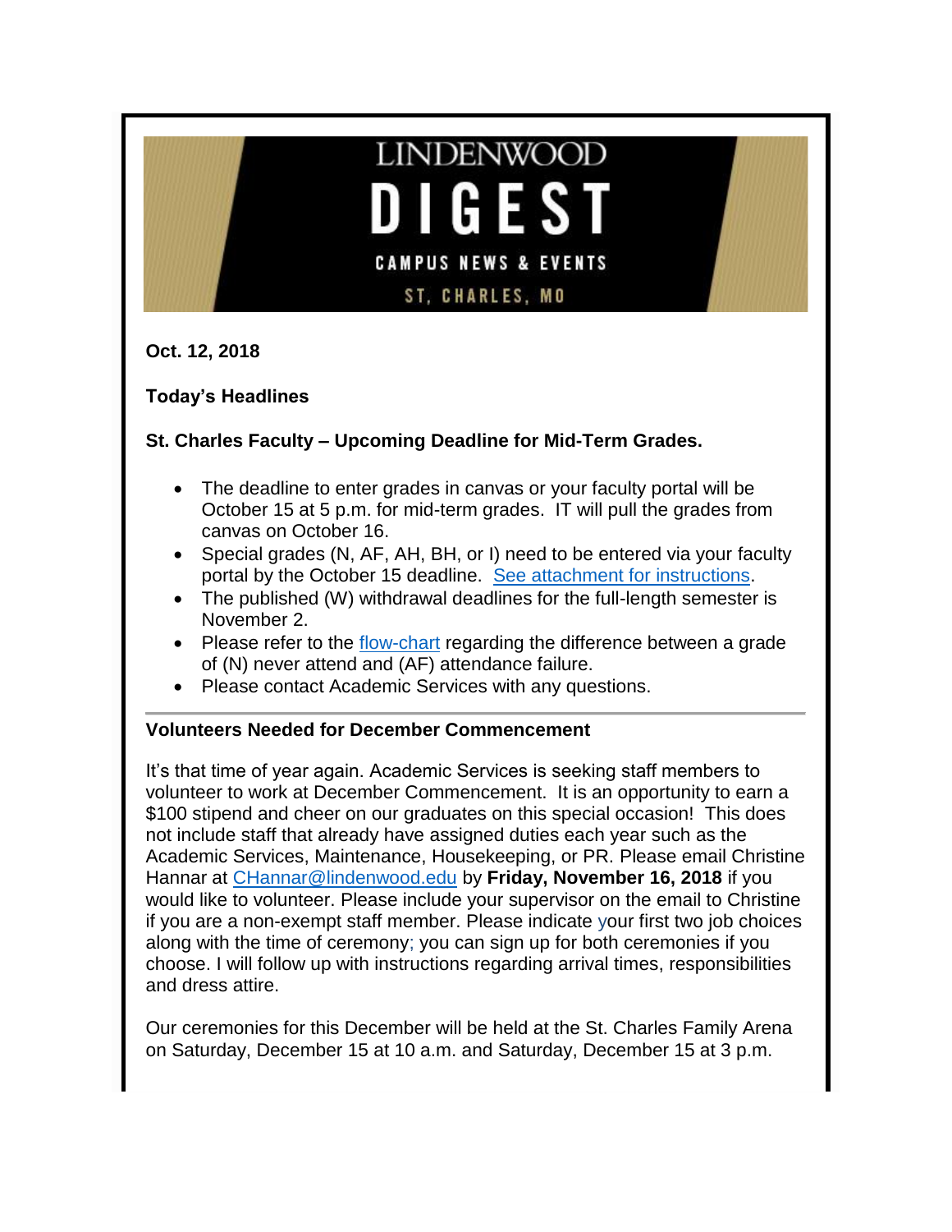# LINDENWOOD DIGEST

## CAMPUS NEWS & EVENTS

### ST. CHARLES, MO

**Oct. 12, 2018**

**Today's Headlines**

**St. Charles Faculty – Upcoming Deadline for Mid-Term Grades.**

- The deadline to enter grades in canvas or your faculty portal will be October 15 at 5 p.m. for mid-term grades. IT will pull the grades from canvas on October 16.
- Special grades (N, AF, AH, BH, or I) need to be entered via your faculty portal by the October 15 deadline. [See attachment for instructions].
- The published (W) withdrawal deadlines for the full-length semester is November 2.
- Please refer to the [flow-chart] regarding the difference between a grade of (N) never attend and (AF) attendance failure.
- Please contact Academic Services with any questions.

---

**Volunteers Needed for December Commencement**

It's that time of year again. Academic Services is seeking staff members to volunteer to work at December Commencement. It is an opportunity to earn a $100 stipend and cheer on our graduates on this special occasion! This does not include staff that already have assigned duties each year such as the Academic Services, Maintenance, Housekeeping, or PR. Please email Christine Hannar at CHannar@lindenwood.edu by **Friday, November 16, 2018** if you would like to volunteer. Please include your supervisor on the email to Christine if you are a non-exempt staff member. Please indicate your first two job choices along with the time of ceremony; you can sign up for both ceremonies if you choose. I will follow up with instructions regarding arrival times, responsibilities and dress attire.

Our ceremonies for this December will be held at the St. Charles Family Arena on Saturday, December 15 at 10 a.m. and Saturday, December 15 at 3 p.m.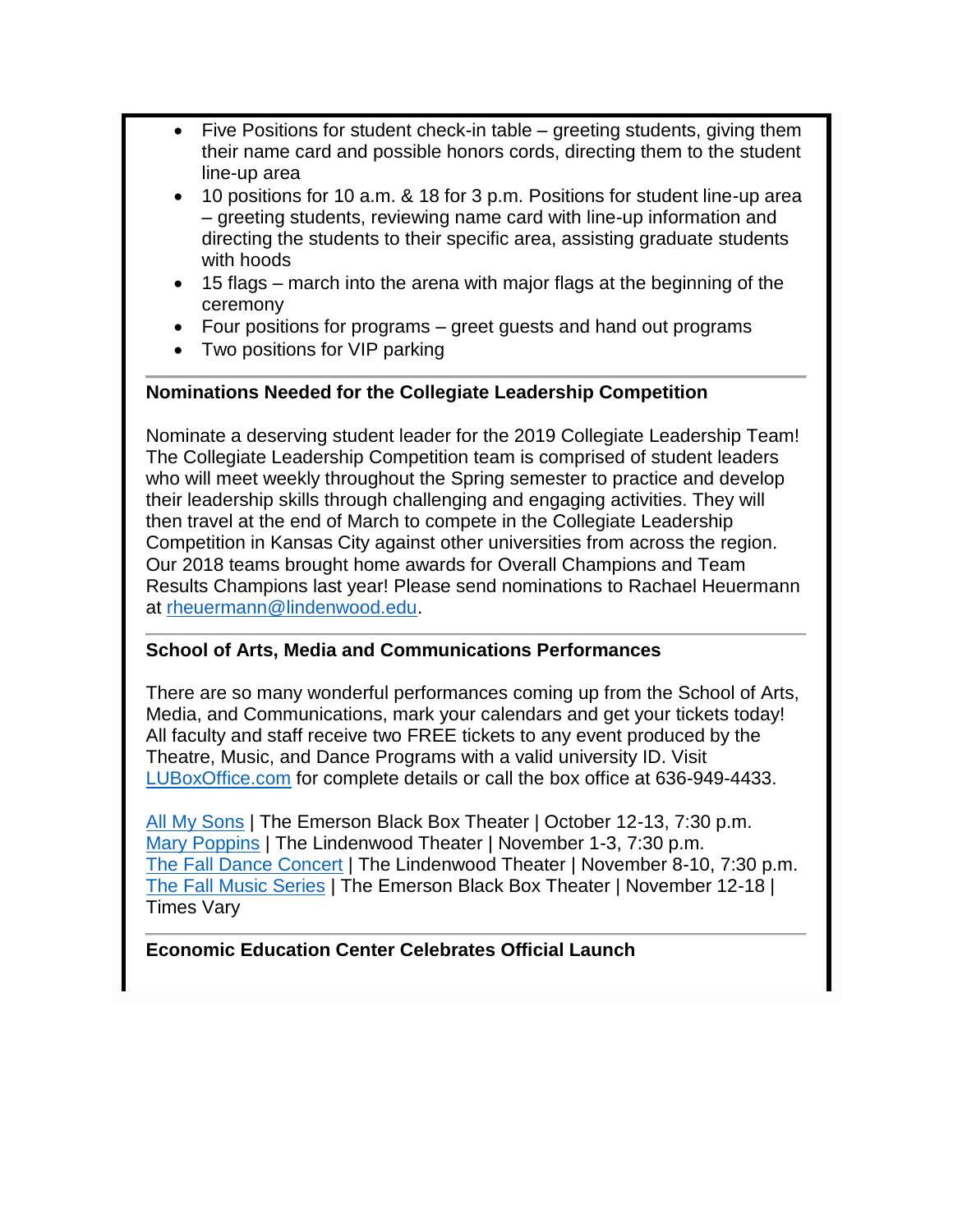- Five Positions for student check-in table – greeting students, giving them their name card and possible honors cords, directing them to the student line-up area
- 10 positions for 10 a.m. & 18 for 3 p.m. Positions for student line-up area – greeting students, reviewing name card with line-up information and directing the students to their specific area, assisting graduate students with hoods
- 15 flags – march into the arena with major flags at the beginning of the ceremony
- Four positions for programs – greet guests and hand out programs
- Two positions for VIP parking

---

**Nominations Needed for the Collegiate Leadership Competition**

Nominate a deserving student leader for the 2019 Collegiate Leadership Team! The Collegiate Leadership Competition team is comprised of student leaders who will meet weekly throughout the Spring semester to practice and develop their leadership skills through challenging and engaging activities. They will then travel at the end of March to compete in the Collegiate Leadership Competition in Kansas City against other universities from across the region. Our 2018 teams brought home awards for Overall Champions and Team Results Champions last year! Please send nominations to Rachael Heuermann at rheuermann@lindenwood.edu.

---

**School of Arts, Media and Communications Performances**

There are so many wonderful performances coming up from the School of Arts, Media, and Communications, mark your calendars and get your tickets today! All faculty and staff receive two FREE tickets to any event produced by the Theatre, Music, and Dance Programs with a valid university ID. Visit LUBoxOffice.com for complete details or call the box office at 636-949-4433.

All My Sons | The Emerson Black Box Theater | October 12-13, 7:30 p.m.
Mary Poppins | The Lindenwood Theater | November 1-3, 7:30 p.m.
The Fall Dance Concert | The Lindenwood Theater | November 8-10, 7:30 p.m.
The Fall Music Series | The Emerson Black Box Theater | November 12-18 | Times Vary

---

**Economic Education Center Celebrates Official Launch**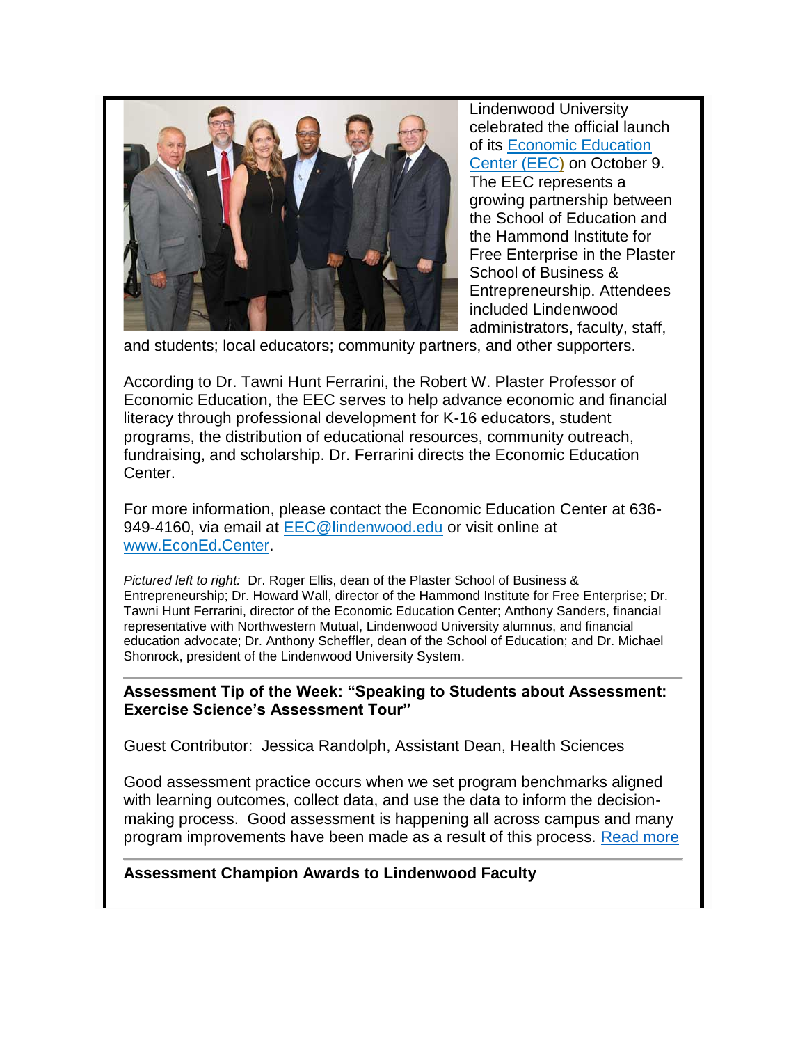Lindenwood University celebrated the official launch of its Economic Education Center (EEC) on October 9. The EEC represents a growing partnership between the School of Education and the Hammond Institute for Free Enterprise in the Plaster School of Business & Entrepreneurship. Attendees included Lindenwood administrators, faculty, staff, and students; local educators; community partners, and other supporters.

According to Dr. Tawni Hunt Ferrarini, the Robert W. Plaster Professor of Economic Education, the EEC serves to help advance economic and financial literacy through professional development for K-16 educators, student programs, the distribution of educational resources, community outreach, fundraising, and scholarship. Dr. Ferrarini directs the Economic Education Center.

For more information, please contact the Economic Education Center at 636-949-4160, via email at EEC@lindenwood.edu or visit online at www.EconEd.Center.

*Pictured left to right:* Dr. Roger Ellis, dean of the Plaster School of Business & Entrepreneurship; Dr. Howard Wall, director of the Hammond Institute for Free Enterprise; Dr. Tawni Hunt Ferrarini, director of the Economic Education Center; Anthony Sanders, financial representative with Northwestern Mutual, Lindenwood University alumnus, and financial education advocate; Dr. Anthony Scheffler, dean of the School of Education; and Dr. Michael Shonrock, president of the Lindenwood University System.

---

**Assessment Tip of the Week: "Speaking to Students about Assessment: Exercise Science's Assessment Tour"**

Guest Contributor: Jessica Randolph, Assistant Dean, Health Sciences

Good assessment practice occurs when we set program benchmarks aligned with learning outcomes, collect data, and use the data to inform the decision-making process. Good assessment is happening all across campus and many program improvements have been made as a result of this process. Read more

---

**Assessment Champion Awards to Lindenwood Faculty**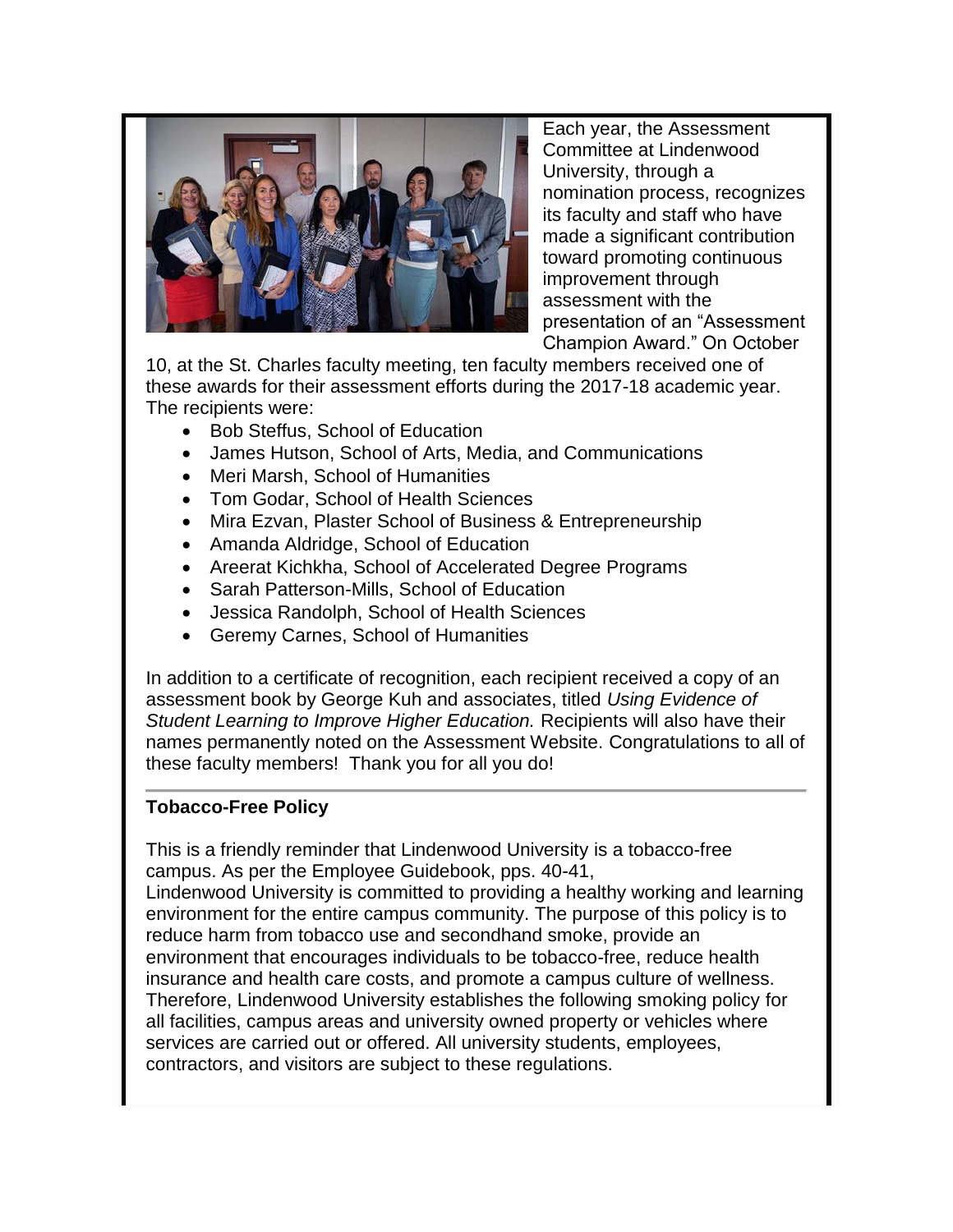Each year, the Assessment Committee at Lindenwood University, through a nomination process, recognizes its faculty and staff who have made a significant contribution toward promoting continuous improvement through assessment with the presentation of an "Assessment Champion Award." On October 10, at the St. Charles faculty meeting, ten faculty members received one of these awards for their assessment efforts during the 2017-18 academic year. The recipients were:

- Bob Steffus, School of Education
- James Hutson, School of Arts, Media, and Communications
- Meri Marsh, School of Humanities
- Tom Godar, School of Health Sciences
- Mira Ezvan, Plaster School of Business & Entrepreneurship
- Amanda Aldridge, School of Education
- Areerat Kichkha, School of Accelerated Degree Programs
- Sarah Patterson-Mills, School of Education
- Jessica Randolph, School of Health Sciences
- Geremy Carnes, School of Humanities

In addition to a certificate of recognition, each recipient received a copy of an assessment book by George Kuh and associates, titled *Using Evidence of Student Learning to Improve Higher Education.* Recipients will also have their names permanently noted on the Assessment Website. Congratulations to all of these faculty members! Thank you for all you do!

---

**Tobacco-Free Policy**

This is a friendly reminder that Lindenwood University is a tobacco-free campus. As per the Employee Guidebook, pps. 40-41,
Lindenwood University is committed to providing a healthy working and learning environment for the entire campus community. The purpose of this policy is to reduce harm from tobacco use and secondhand smoke, provide an environment that encourages individuals to be tobacco-free, reduce health insurance and health care costs, and promote a campus culture of wellness. Therefore, Lindenwood University establishes the following smoking policy for all facilities, campus areas and university owned property or vehicles where services are carried out or offered. All university students, employees, contractors, and visitors are subject to these regulations.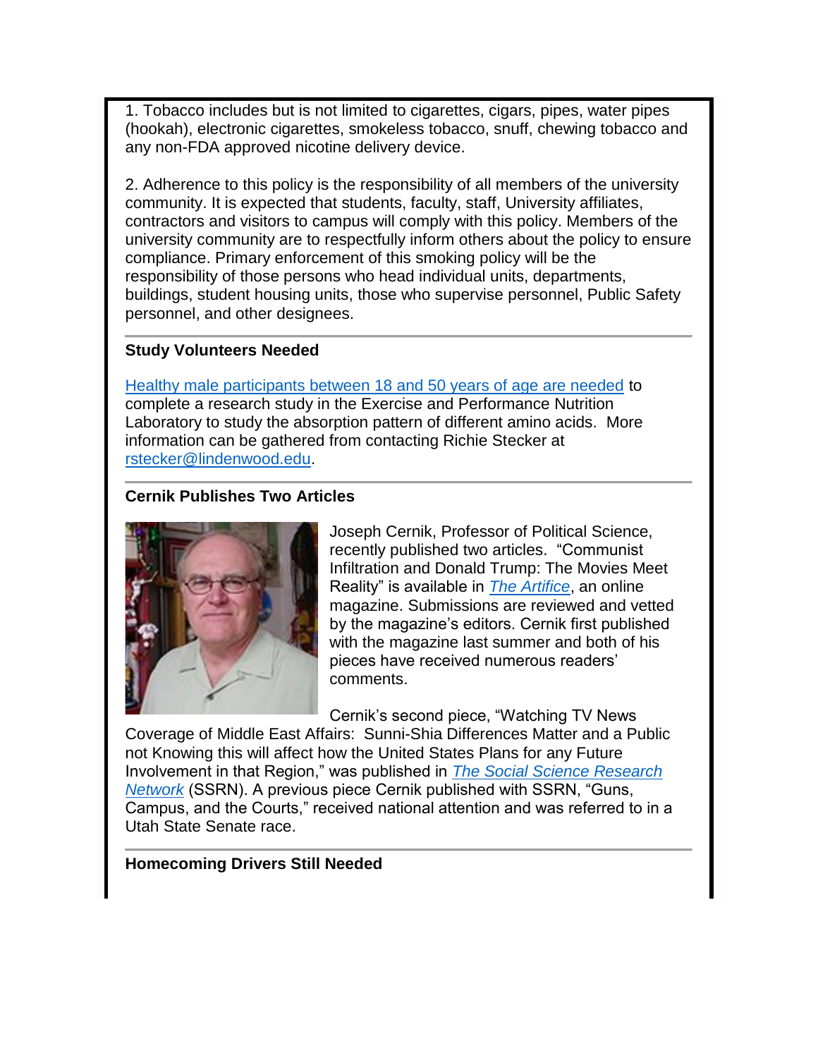1. Tobacco includes but is not limited to cigarettes, cigars, pipes, water pipes (hookah), electronic cigarettes, smokeless tobacco, snuff, chewing tobacco and any non-FDA approved nicotine delivery device.

2. Adherence to this policy is the responsibility of all members of the university community. It is expected that students, faculty, staff, University affiliates, contractors and visitors to campus will comply with this policy. Members of the university community are to respectfully inform others about the policy to ensure compliance. Primary enforcement of this smoking policy will be the responsibility of those persons who head individual units, departments, buildings, student housing units, those who supervise personnel, Public Safety personnel, and other designees.

---

**Study Volunteers Needed**

Healthy male participants between 18 and 50 years of age are needed to complete a research study in the Exercise and Performance Nutrition Laboratory to study the absorption pattern of different amino acids. More information can be gathered from contacting Richie Stecker at rstecker@lindenwood.edu.

---

**Cernik Publishes Two Articles**

Joseph Cernik, Professor of Political Science, recently published two articles. "Communist Infiltration and Donald Trump: The Movies Meet Reality" is available in *The Artifice*, an online magazine. Submissions are reviewed and vetted by the magazine's editors. Cernik first published with the magazine last summer and both of his pieces have received numerous readers' comments.

Cernik's second piece, "Watching TV News Coverage of Middle East Affairs: Sunni-Shia Differences Matter and a Public not Knowing this will affect how the United States Plans for any Future Involvement in that Region," was published in *The Social Science Research Network* (SSRN). A previous piece Cernik published with SSRN, "Guns, Campus, and the Courts," received national attention and was referred to in a Utah State Senate race.

---

**Homecoming Drivers Still Needed**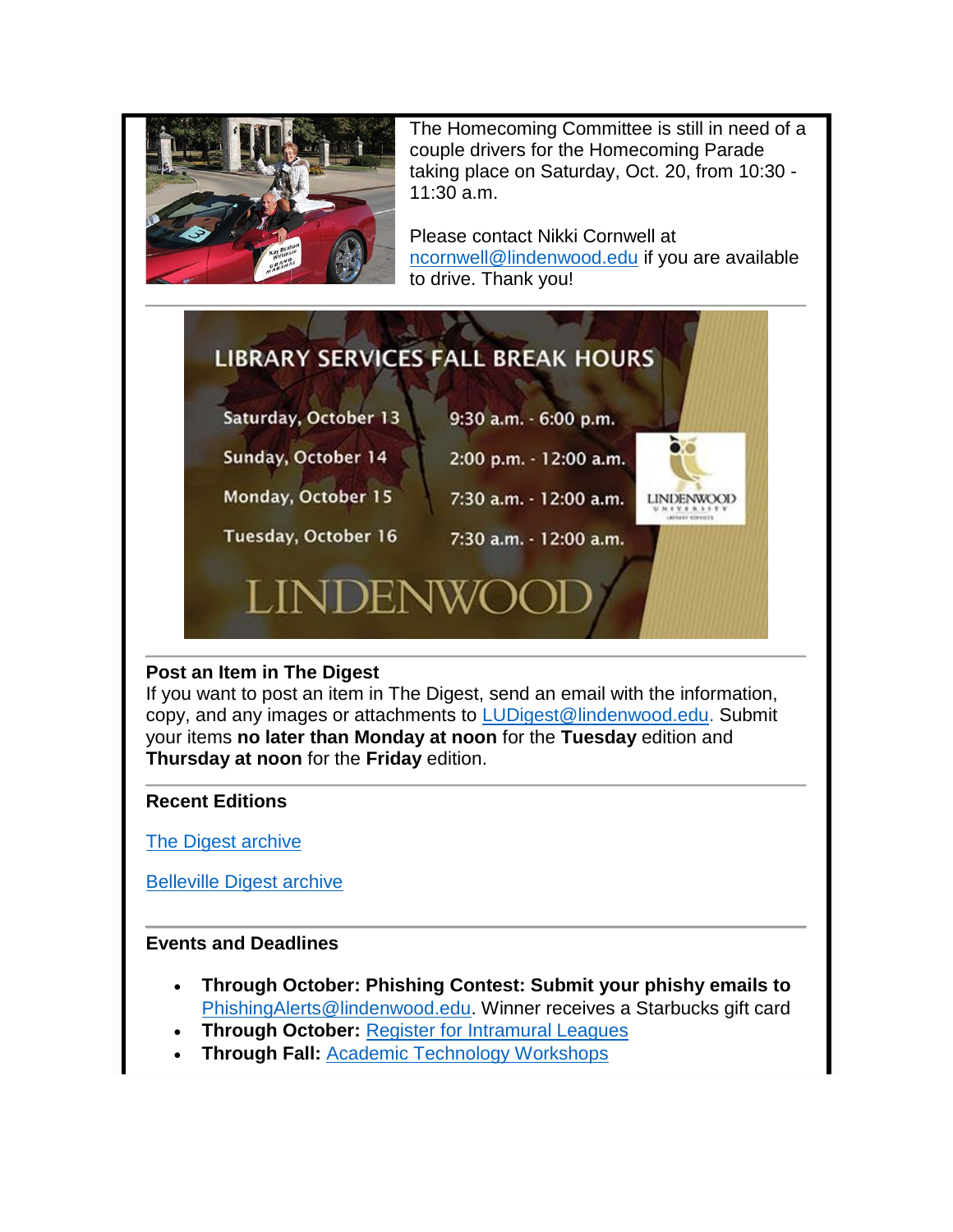The Homecoming Committee is still in need of a couple drivers for the Homecoming Parade taking place on Saturday, Oct. 20, from 10:30 - 11:30 a.m.

Please contact Nikki Cornwell at ncornwell@lindenwood.edu if you are available to drive. Thank you!

---

LIBRARY SERVICES FALL BREAK HOURS

| | |
|---|---|
| Saturday, October 13 | 9:30 a.m. - 6:00 p.m. |
| Sunday, October 14 | 2:00 p.m. - 12:00 a.m. |
| Monday, October 15 | 7:30 a.m. - 12:00 a.m. |
| Tuesday, October 16 | 7:30 a.m. - 12:00 a.m. |

LINDENWOOD

---

**Post an Item in The Digest**

If you want to post an item in The Digest, send an email with the information, copy, and any images or attachments to LUDigest@lindenwood.edu. Submit your items **no later than Monday at noon** for the **Tuesday** edition and **Thursday at noon** for the **Friday** edition.

---

**Recent Editions**

The Digest archive

Belleville Digest archive

---

**Events and Deadlines**

- **Through October: Phishing Contest: Submit your phishy emails to** PhishingAlerts@lindenwood.edu. Winner receives a Starbucks gift card
- **Through October:** Register for Intramural Leagues
- **Through Fall:** Academic Technology Workshops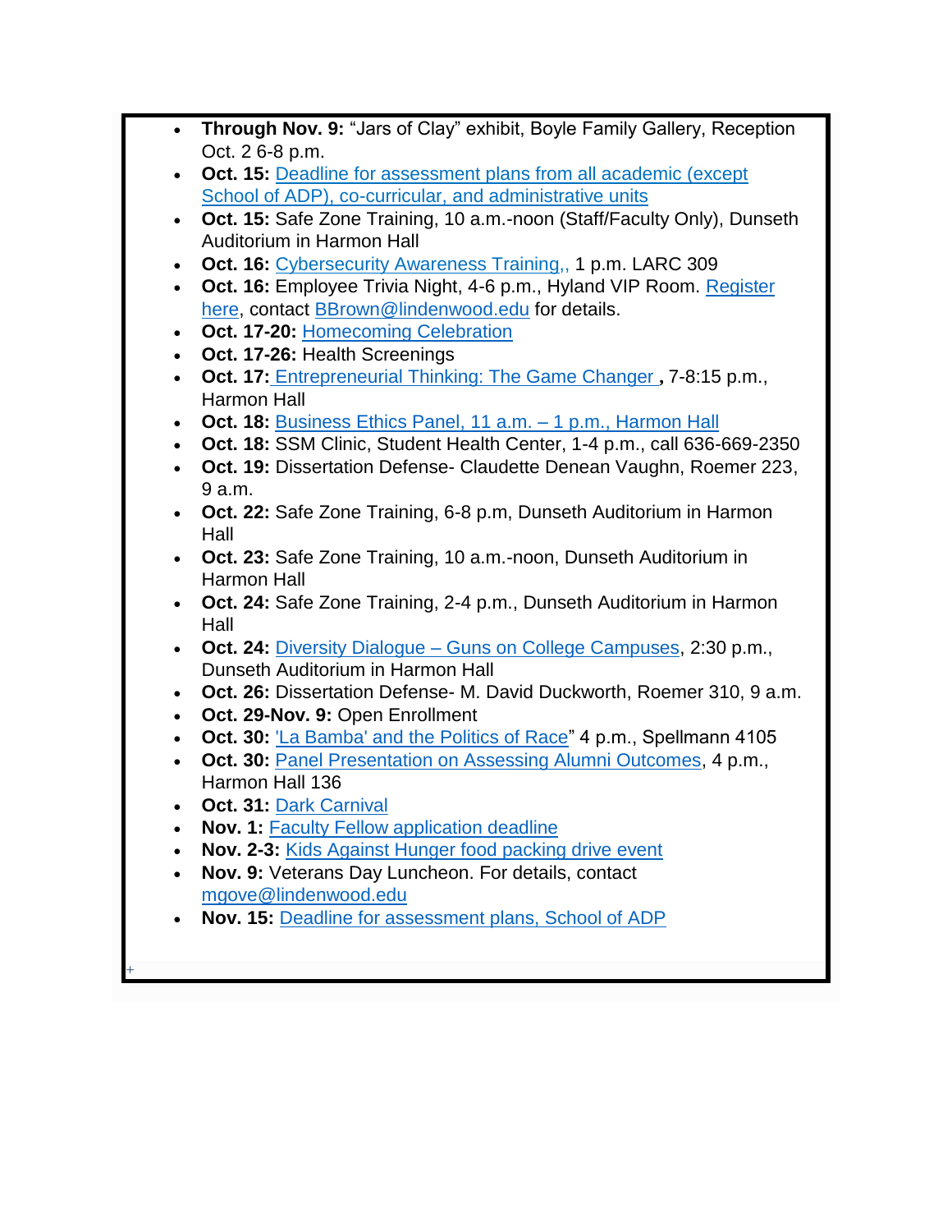- **Through Nov. 9:** "Jars of Clay" exhibit, Boyle Family Gallery, Reception Oct. 2 6-8 p.m.
- **Oct. 15:** Deadline for assessment plans from all academic (except School of ADP), co-curricular, and administrative units
- **Oct. 15:** Safe Zone Training, 10 a.m.-noon (Staff/Faculty Only), Dunseth Auditorium in Harmon Hall
- **Oct. 16:** Cybersecurity Awareness Training,, 1 p.m. LARC 309
- **Oct. 16:** Employee Trivia Night, 4-6 p.m., Hyland VIP Room. Register here, contact BBrown@lindenwood.edu for details.
- **Oct. 17-20:** Homecoming Celebration
- **Oct. 17-26:** Health Screenings
- **Oct. 17:** Entrepreneurial Thinking: The Game Changer **,** 7-8:15 p.m., Harmon Hall
- **Oct. 18:** Business Ethics Panel, 11 a.m. – 1 p.m., Harmon Hall
- **Oct. 18:** SSM Clinic, Student Health Center, 1-4 p.m., call 636-669-2350
- **Oct. 19:** Dissertation Defense- Claudette Denean Vaughn, Roemer 223, 9 a.m.
- **Oct. 22:** Safe Zone Training, 6-8 p.m, Dunseth Auditorium in Harmon Hall
- **Oct. 23:** Safe Zone Training, 10 a.m.-noon, Dunseth Auditorium in Harmon Hall
- **Oct. 24:** Safe Zone Training, 2-4 p.m., Dunseth Auditorium in Harmon Hall
- **Oct. 24:** Diversity Dialogue – Guns on College Campuses, 2:30 p.m., Dunseth Auditorium in Harmon Hall
- **Oct. 26:** Dissertation Defense- M. David Duckworth, Roemer 310, 9 a.m.
- **Oct. 29-Nov. 9:** Open Enrollment
- **Oct. 30:** 'La Bamba' and the Politics of Race" 4 p.m., Spellmann 4105
- **Oct. 30:** Panel Presentation on Assessing Alumni Outcomes, 4 p.m., Harmon Hall 136
- **Oct. 31:** Dark Carnival
- **Nov. 1:** Faculty Fellow application deadline
- **Nov. 2-3:** Kids Against Hunger food packing drive event
- **Nov. 9:** Veterans Day Luncheon. For details, contact mgove@lindenwood.edu
- **Nov. 15:** Deadline for assessment plans, School of ADP